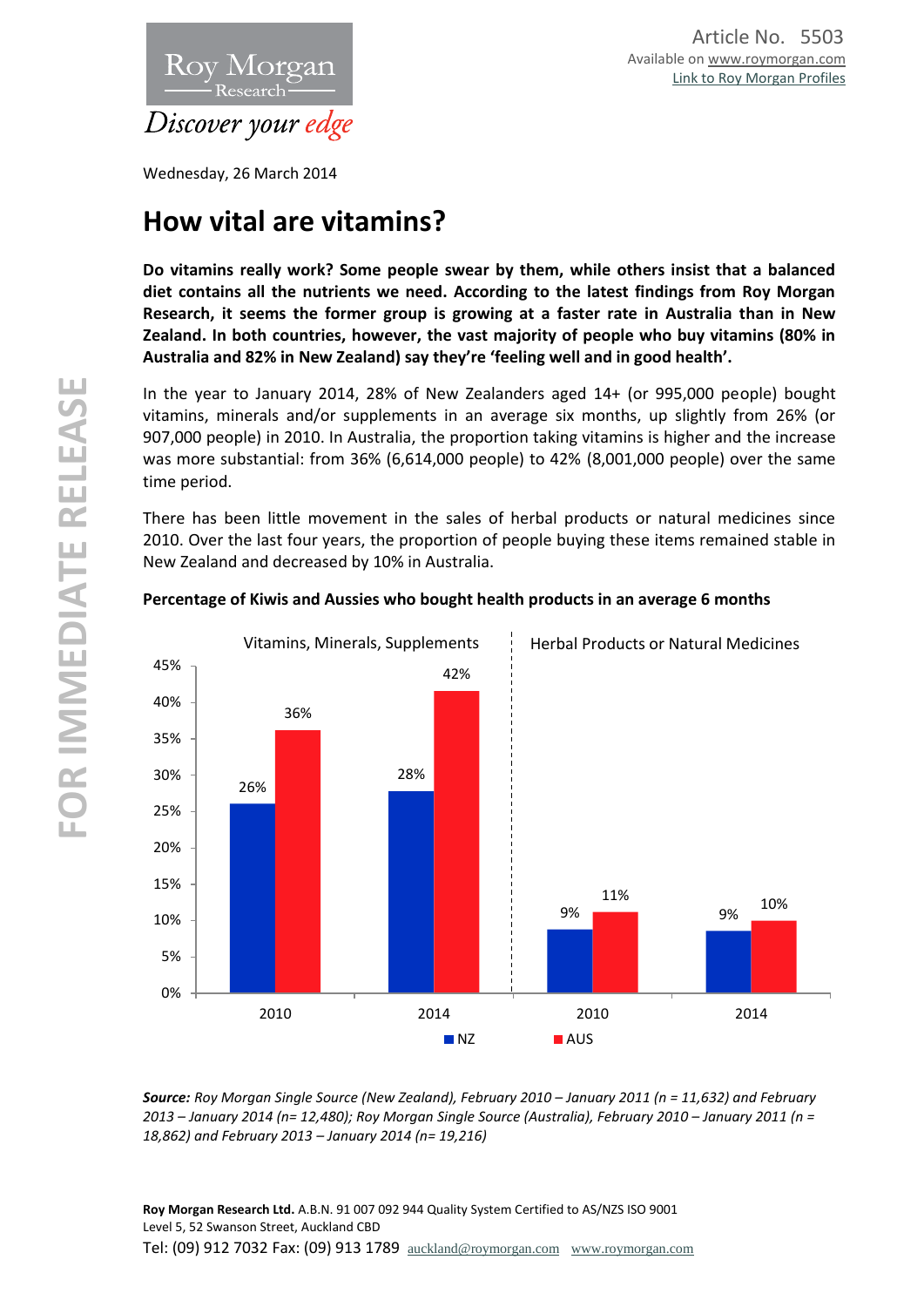Roy Morgan Research

*Discover your edge*

Article No. 5503
Available on www.roymorgan.com
Link to Roy Morgan Profiles

Wednesday, 26 March 2014

# How vital are vitamins?

**Do vitamins really work? Some people swear by them, while others insist that a balanced diet contains all the nutrients we need. According to the latest findings from Roy Morgan Research, it seems the former group is growing at a faster rate in Australia than in New Zealand. In both countries, however, the vast majority of people who buy vitamins (80% in Australia and 82% in New Zealand) say they're 'feeling well and in good health'.**

In the year to January 2014, 28% of New Zealanders aged 14+ (or 995,000 people) bought vitamins, minerals and/or supplements in an average six months, up slightly from 26% (or 907,000 people) in 2010. In Australia, the proportion taking vitamins is higher and the increase was more substantial: from 36% (6,614,000 people) to 42% (8,001,000 people) over the same time period.

There has been little movement in the sales of herbal products or natural medicines since 2010. Over the last four years, the proportion of people buying these items remained stable in New Zealand and decreased by 10% in Australia.

**Percentage of Kiwis and Aussies who bought health products in an average 6 months**

| | Vitamins, Minerals, Supplements 2010 | Vitamins, Minerals, Supplements 2014 | Herbal Products or Natural Medicines 2010 | Herbal Products or Natural Medicines 2014 |
|---|---|---|---|---|
| NZ | 26% | 28% | 9% | 9% |
| AUS | 36% | 42% | 11% | 10% |

***Source:** Roy Morgan Single Source (New Zealand), February 2010 – January 2011 (n = 11,632) and February 2013 – January 2014 (n= 12,480); Roy Morgan Single Source (Australia), February 2010 – January 2011 (n = 18,862) and February 2013 – January 2014 (n= 19,216)*

**Roy Morgan Research Ltd.** A.B.N. 91 007 092 944 Quality System Certified to AS/NZS ISO 9001
Level 5, 52 Swanson Street, Auckland CBD
Tel: (09) 912 7032 Fax: (09) 913 1789 auckland@roymorgan.com www.roymorgan.com

FOR IMMEDIATE RELEASE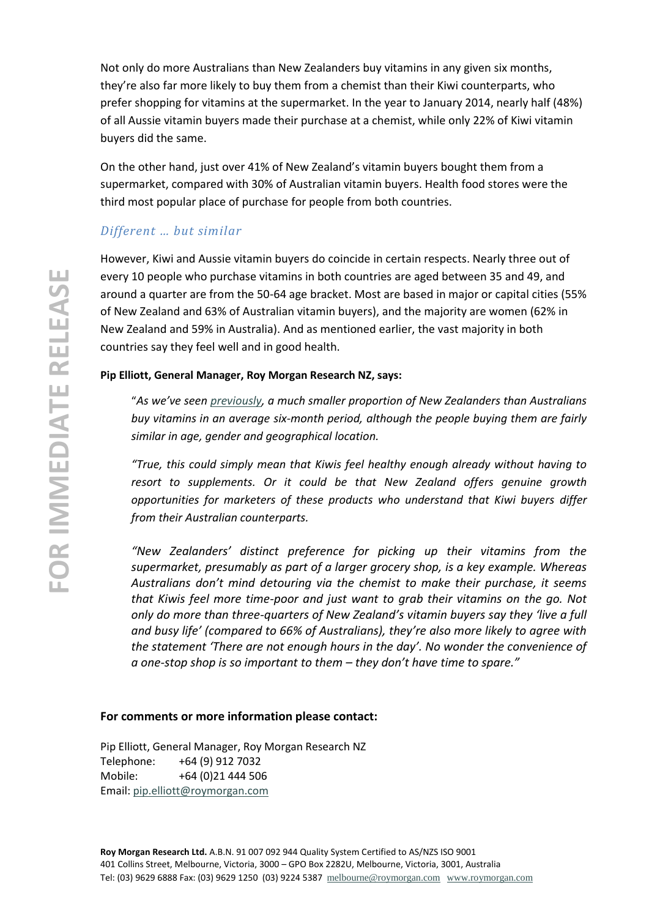Not only do more Australians than New Zealanders buy vitamins in any given six months, they're also far more likely to buy them from a chemist than their Kiwi counterparts, who prefer shopping for vitamins at the supermarket. In the year to January 2014, nearly half (48%) of all Aussie vitamin buyers made their purchase at a chemist, while only 22% of Kiwi vitamin buyers did the same.

On the other hand, just over 41% of New Zealand's vitamin buyers bought them from a supermarket, compared with 30% of Australian vitamin buyers. Health food stores were the third most popular place of purchase for people from both countries.

### *Different … but similar*

However, Kiwi and Aussie vitamin buyers do coincide in certain respects. Nearly three out of every 10 people who purchase vitamins in both countries are aged between 35 and 49, and around a quarter are from the 50-64 age bracket. Most are based in major or capital cities (55% of New Zealand and 63% of Australian vitamin buyers), and the majority are women (62% in New Zealand and 59% in Australia). And as mentioned earlier, the vast majority in both countries say they feel well and in good health.

**Pip Elliott, General Manager, Roy Morgan Research NZ, says:**

"*As we've seen previously, a much smaller proportion of New Zealanders than Australians buy vitamins in an average six-month period, although the people buying them are fairly similar in age, gender and geographical location.*

*"True, this could simply mean that Kiwis feel healthy enough already without having to resort to supplements. Or it could be that New Zealand offers genuine growth opportunities for marketers of these products who understand that Kiwi buyers differ from their Australian counterparts.*

*"New Zealanders' distinct preference for picking up their vitamins from the supermarket, presumably as part of a larger grocery shop, is a key example. Whereas Australians don't mind detouring via the chemist to make their purchase, it seems that Kiwis feel more time-poor and just want to grab their vitamins on the go. Not only do more than three-quarters of New Zealand's vitamin buyers say they 'live a full and busy life' (compared to 66% of Australians), they're also more likely to agree with the statement 'There are not enough hours in the day'. No wonder the convenience of a one-stop shop is so important to them – they don't have time to spare."*

**For comments or more information please contact:**

Pip Elliott, General Manager, Roy Morgan Research NZ
Telephone: +64 (9) 912 7032
Mobile: +64 (0)21 444 506
Email: pip.elliott@roymorgan.com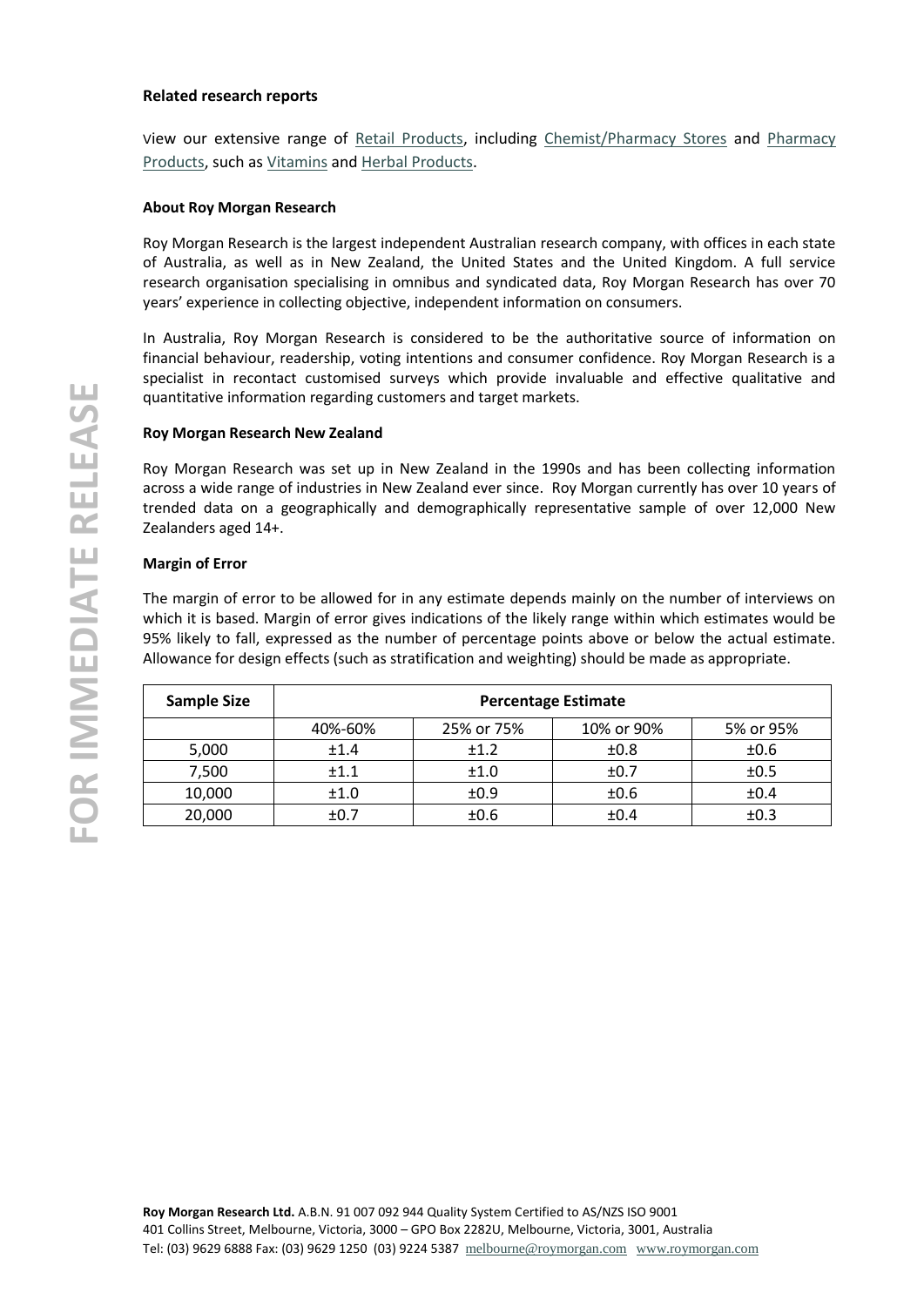**Related research reports**

View our extensive range of Retail Products, including Chemist/Pharmacy Stores and Pharmacy Products, such as Vitamins and Herbal Products.

**About Roy Morgan Research**

Roy Morgan Research is the largest independent Australian research company, with offices in each state of Australia, as well as in New Zealand, the United States and the United Kingdom. A full service research organisation specialising in omnibus and syndicated data, Roy Morgan Research has over 70 years' experience in collecting objective, independent information on consumers.

In Australia, Roy Morgan Research is considered to be the authoritative source of information on financial behaviour, readership, voting intentions and consumer confidence. Roy Morgan Research is a specialist in recontact customised surveys which provide invaluable and effective qualitative and quantitative information regarding customers and target markets.

**Roy Morgan Research New Zealand**

Roy Morgan Research was set up in New Zealand in the 1990s and has been collecting information across a wide range of industries in New Zealand ever since. Roy Morgan currently has over 10 years of trended data on a geographically and demographically representative sample of over 12,000 New Zealanders aged 14+.

**Margin of Error**

The margin of error to be allowed for in any estimate depends mainly on the number of interviews on which it is based. Margin of error gives indications of the likely range within which estimates would be 95% likely to fall, expressed as the number of percentage points above or below the actual estimate. Allowance for design effects (such as stratification and weighting) should be made as appropriate.

| Sample Size | Percentage Estimate | | | |
|---|---|---|---|---|
| | 40%-60% | 25% or 75% | 10% or 90% | 5% or 95% |
| 5,000 | ±1.4 | ±1.2 | ±0.8 | ±0.6 |
| 7,500 | ±1.1 | ±1.0 | ±0.7 | ±0.5 |
| 10,000 | ±1.0 | ±0.9 | ±0.6 | ±0.4 |
| 20,000 | ±0.7 | ±0.6 | ±0.4 | ±0.3 |